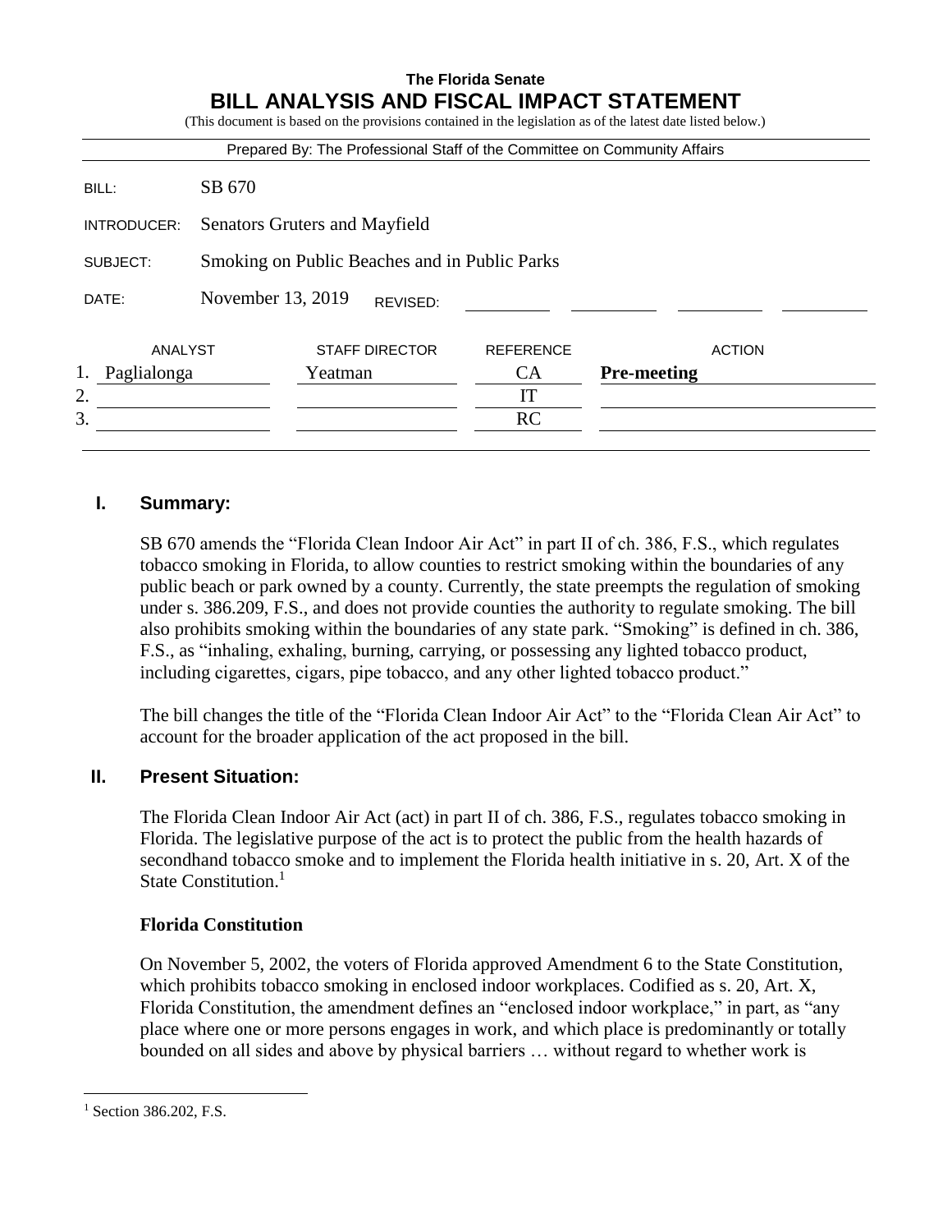**The Florida Senate**

# BILL ANALYSIS AND FISCAL IMPACT STATEMENT

(This document is based on the provisions contained in the legislation as of the latest date listed below.)

Prepared By: The Professional Staff of the Committee on Community Affairs

| | |
|---|---|
| BILL: | SB 670 |
| INTRODUCER: | Senators Gruters and Mayfield |
| SUBJECT: | Smoking on Public Beaches and in Public Parks |
| DATE: | November 13, 2019 REVISED: |

| | ANALYST | STAFF DIRECTOR | REFERENCE | ACTION |
|---|---|---|---|---|
| 1. | Paglialonga | Yeatman | CA | **Pre-meeting** |
| 2. | | | IT | |
| 3. | | | RC | |

## I. Summary:

SB 670 amends the "Florida Clean Indoor Air Act" in part II of ch. 386, F.S., which regulates tobacco smoking in Florida, to allow counties to restrict smoking within the boundaries of any public beach or park owned by a county. Currently, the state preempts the regulation of smoking under s. 386.209, F.S., and does not provide counties the authority to regulate smoking. The bill also prohibits smoking within the boundaries of any state park. "Smoking" is defined in ch. 386, F.S., as "inhaling, exhaling, burning, carrying, or possessing any lighted tobacco product, including cigarettes, cigars, pipe tobacco, and any other lighted tobacco product."

The bill changes the title of the "Florida Clean Indoor Air Act" to the "Florida Clean Air Act" to account for the broader application of the act proposed in the bill.

## II. Present Situation:

The Florida Clean Indoor Air Act (act) in part II of ch. 386, F.S., regulates tobacco smoking in Florida. The legislative purpose of the act is to protect the public from the health hazards of secondhand tobacco smoke and to implement the Florida health initiative in s. 20, Art. X of the State Constitution.[1]

### Florida Constitution

On November 5, 2002, the voters of Florida approved Amendment 6 to the State Constitution, which prohibits tobacco smoking in enclosed indoor workplaces. Codified as s. 20, Art. X, Florida Constitution, the amendment defines an "enclosed indoor workplace," in part, as "any place where one or more persons engages in work, and which place is predominantly or totally bounded on all sides and above by physical barriers … without regard to whether work is

[1] Section 386.202, F.S.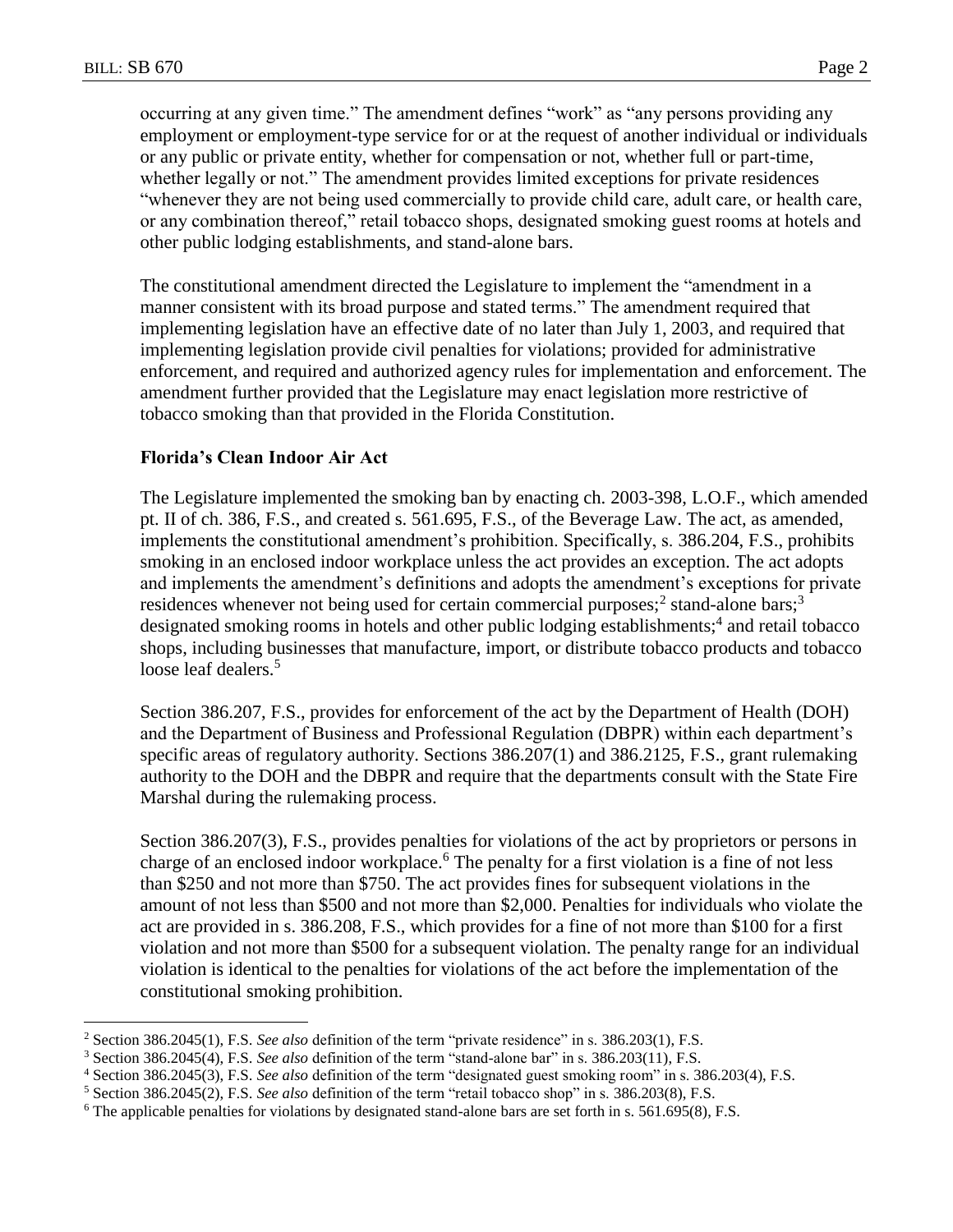occurring at any given time." The amendment defines "work" as "any persons providing any employment or employment-type service for or at the request of another individual or individuals or any public or private entity, whether for compensation or not, whether full or part-time, whether legally or not." The amendment provides limited exceptions for private residences "whenever they are not being used commercially to provide child care, adult care, or health care, or any combination thereof," retail tobacco shops, designated smoking guest rooms at hotels and other public lodging establishments, and stand-alone bars.

The constitutional amendment directed the Legislature to implement the "amendment in a manner consistent with its broad purpose and stated terms." The amendment required that implementing legislation have an effective date of no later than July 1, 2003, and required that implementing legislation provide civil penalties for violations; provided for administrative enforcement, and required and authorized agency rules for implementation and enforcement. The amendment further provided that the Legislature may enact legislation more restrictive of tobacco smoking than that provided in the Florida Constitution.

**Florida's Clean Indoor Air Act**

The Legislature implemented the smoking ban by enacting ch. 2003-398, L.O.F., which amended pt. II of ch. 386, F.S., and created s. 561.695, F.S., of the Beverage Law. The act, as amended, implements the constitutional amendment's prohibition. Specifically, s. 386.204, F.S., prohibits smoking in an enclosed indoor workplace unless the act provides an exception. The act adopts and implements the amendment's definitions and adopts the amendment's exceptions for private residences whenever not being used for certain commercial purposes;[2] stand-alone bars;[3] designated smoking rooms in hotels and other public lodging establishments;[4] and retail tobacco shops, including businesses that manufacture, import, or distribute tobacco products and tobacco loose leaf dealers.[5]

Section 386.207, F.S., provides for enforcement of the act by the Department of Health (DOH) and the Department of Business and Professional Regulation (DBPR) within each department's specific areas of regulatory authority. Sections 386.207(1) and 386.2125, F.S., grant rulemaking authority to the DOH and the DBPR and require that the departments consult with the State Fire Marshal during the rulemaking process.

Section 386.207(3), F.S., provides penalties for violations of the act by proprietors or persons in charge of an enclosed indoor workplace.[6] The penalty for a first violation is a fine of not less than $250 and not more than $750. The act provides fines for subsequent violations in the amount of not less than $500 and not more than $2,000. Penalties for individuals who violate the act are provided in s. 386.208, F.S., which provides for a fine of not more than $100 for a first violation and not more than $500 for a subsequent violation. The penalty range for an individual violation is identical to the penalties for violations of the act before the implementation of the constitutional smoking prohibition.

[2] Section 386.2045(1), F.S. *See also* definition of the term "private residence" in s. 386.203(1), F.S.

[3] Section 386.2045(4), F.S. *See also* definition of the term "stand-alone bar" in s. 386.203(11), F.S.

[4] Section 386.2045(3), F.S. *See also* definition of the term "designated guest smoking room" in s. 386.203(4), F.S.

[5] Section 386.2045(2), F.S. *See also* definition of the term "retail tobacco shop" in s. 386.203(8), F.S.

[6] The applicable penalties for violations by designated stand-alone bars are set forth in s. 561.695(8), F.S.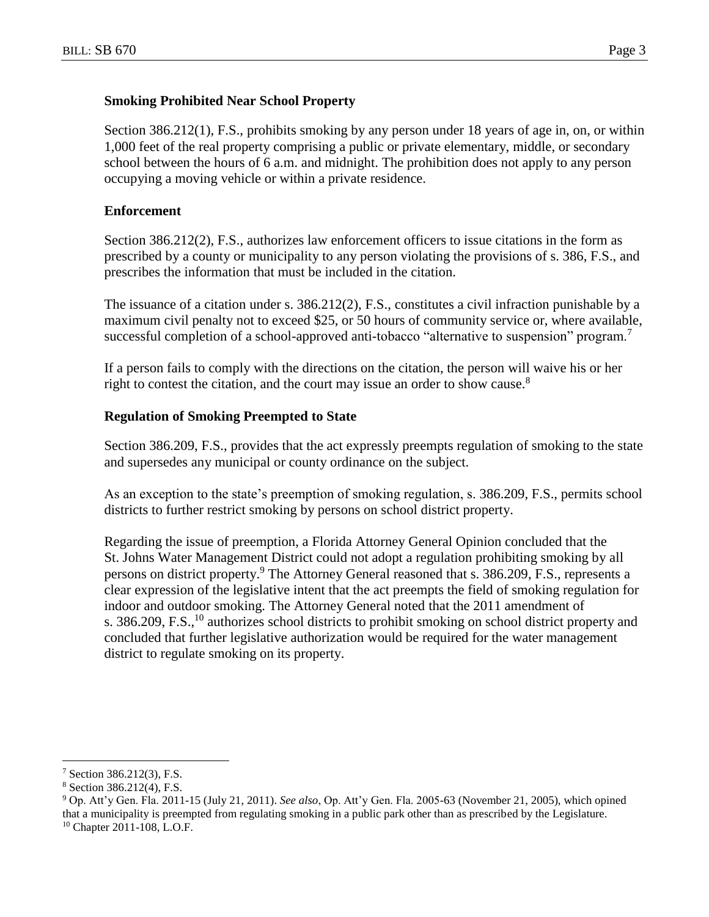### Smoking Prohibited Near School Property

Section 386.212(1), F.S., prohibits smoking by any person under 18 years of age in, on, or within 1,000 feet of the real property comprising a public or private elementary, middle, or secondary school between the hours of 6 a.m. and midnight. The prohibition does not apply to any person occupying a moving vehicle or within a private residence.

### Enforcement

Section 386.212(2), F.S., authorizes law enforcement officers to issue citations in the form as prescribed by a county or municipality to any person violating the provisions of s. 386, F.S., and prescribes the information that must be included in the citation.

The issuance of a citation under s. 386.212(2), F.S., constitutes a civil infraction punishable by a maximum civil penalty not to exceed $25, or 50 hours of community service or, where available, successful completion of a school-approved anti-tobacco "alternative to suspension" program.[7]

If a person fails to comply with the directions on the citation, the person will waive his or her right to contest the citation, and the court may issue an order to show cause.[8]

### Regulation of Smoking Preempted to State

Section 386.209, F.S., provides that the act expressly preempts regulation of smoking to the state and supersedes any municipal or county ordinance on the subject.

As an exception to the state's preemption of smoking regulation, s. 386.209, F.S., permits school districts to further restrict smoking by persons on school district property.

Regarding the issue of preemption, a Florida Attorney General Opinion concluded that the St. Johns Water Management District could not adopt a regulation prohibiting smoking by all persons on district property.[9] The Attorney General reasoned that s. 386.209, F.S., represents a clear expression of the legislative intent that the act preempts the field of smoking regulation for indoor and outdoor smoking. The Attorney General noted that the 2011 amendment of s. 386.209, F.S.,[10] authorizes school districts to prohibit smoking on school district property and concluded that further legislative authorization would be required for the water management district to regulate smoking on its property.

---

[7] Section 386.212(3), F.S.

[8] Section 386.212(4), F.S.

[9] Op. Att'y Gen. Fla. 2011-15 (July 21, 2011). *See also*, Op. Att'y Gen. Fla. 2005-63 (November 21, 2005), which opined that a municipality is preempted from regulating smoking in a public park other than as prescribed by the Legislature.

[10] Chapter 2011-108, L.O.F.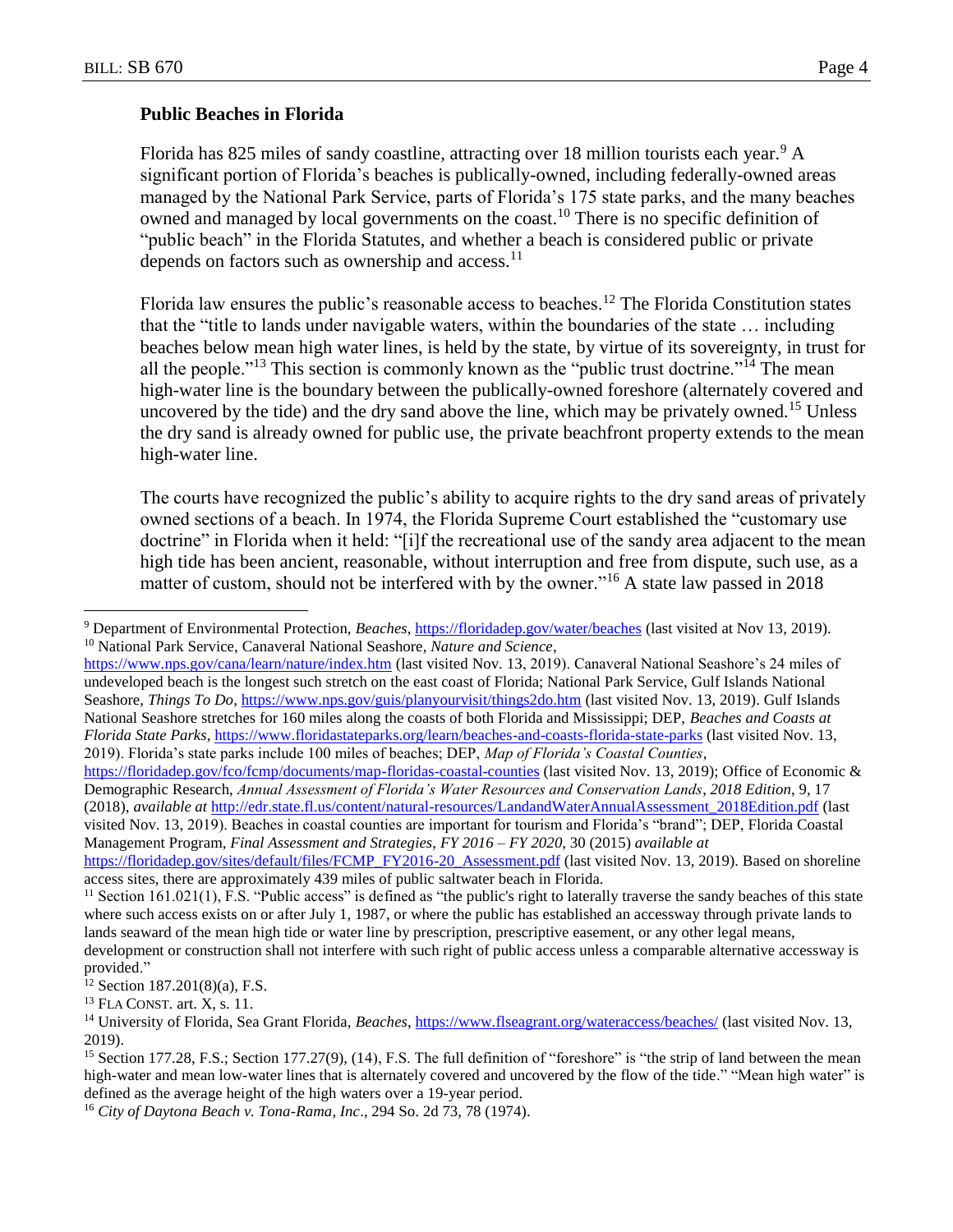### Public Beaches in Florida

Florida has 825 miles of sandy coastline, attracting over 18 million tourists each year.[9] A significant portion of Florida's beaches is publically-owned, including federally-owned areas managed by the National Park Service, parts of Florida's 175 state parks, and the many beaches owned and managed by local governments on the coast.[10] There is no specific definition of "public beach" in the Florida Statutes, and whether a beach is considered public or private depends on factors such as ownership and access.[11]

Florida law ensures the public's reasonable access to beaches.[12] The Florida Constitution states that the "title to lands under navigable waters, within the boundaries of the state … including beaches below mean high water lines, is held by the state, by virtue of its sovereignty, in trust for all the people."[13] This section is commonly known as the "public trust doctrine."[14] The mean high-water line is the boundary between the publically-owned foreshore (alternately covered and uncovered by the tide) and the dry sand above the line, which may be privately owned.[15] Unless the dry sand is already owned for public use, the private beachfront property extends to the mean high-water line.

The courts have recognized the public's ability to acquire rights to the dry sand areas of privately owned sections of a beach. In 1974, the Florida Supreme Court established the "customary use doctrine" in Florida when it held: "[i]f the recreational use of the sandy area adjacent to the mean high tide has been ancient, reasonable, without interruption and free from dispute, such use, as a matter of custom, should not be interfered with by the owner."[16] A state law passed in 2018

---

[9] Department of Environmental Protection, *Beaches*, https://floridadep.gov/water/beaches (last visited at Nov 13, 2019).

[10] National Park Service, Canaveral National Seashore, *Nature and Science*, https://www.nps.gov/cana/learn/nature/index.htm (last visited Nov. 13, 2019). Canaveral National Seashore's 24 miles of undeveloped beach is the longest such stretch on the east coast of Florida; National Park Service, Gulf Islands National Seashore, *Things To Do*, https://www.nps.gov/guis/planyourvisit/things2do.htm (last visited Nov. 13, 2019). Gulf Islands National Seashore stretches for 160 miles along the coasts of both Florida and Mississippi; DEP, *Beaches and Coasts at Florida State Parks*, https://www.floridastateparks.org/learn/beaches-and-coasts-florida-state-parks (last visited Nov. 13, 2019). Florida's state parks include 100 miles of beaches; DEP, *Map of Florida's Coastal Counties*, https://floridadep.gov/fco/fcmp/documents/map-floridas-coastal-counties (last visited Nov. 13, 2019); Office of Economic & Demographic Research, *Annual Assessment of Florida's Water Resources and Conservation Lands*, *2018 Edition*, 9, 17 (2018), *available at* http://edr.state.fl.us/content/natural-resources/LandandWaterAnnualAssessment_2018Edition.pdf (last visited Nov. 13, 2019). Beaches in coastal counties are important for tourism and Florida's "brand"; DEP, Florida Coastal Management Program, *Final Assessment and Strategies, FY 2016 – FY 2020*, 30 (2015) *available at* https://floridadep.gov/sites/default/files/FCMP_FY2016-20_Assessment.pdf (last visited Nov. 13, 2019). Based on shoreline access sites, there are approximately 439 miles of public saltwater beach in Florida.

[11] Section 161.021(1), F.S. "Public access" is defined as "the public's right to laterally traverse the sandy beaches of this state where such access exists on or after July 1, 1987, or where the public has established an accessway through private lands to lands seaward of the mean high tide or water line by prescription, prescriptive easement, or any other legal means, development or construction shall not interfere with such right of public access unless a comparable alternative accessway is provided."

[12] Section 187.201(8)(a), F.S.

[13] FLA CONST. art. X, s. 11.

[14] University of Florida, Sea Grant Florida, *Beaches*, https://www.flseagrant.org/wateraccess/beaches/ (last visited Nov. 13, 2019).

[15] Section 177.28, F.S.; Section 177.27(9), (14), F.S. The full definition of "foreshore" is "the strip of land between the mean high-water and mean low-water lines that is alternately covered and uncovered by the flow of the tide." "Mean high water" is defined as the average height of the high waters over a 19-year period.

[16] *City of Daytona Beach v. Tona-Rama, Inc*., 294 So. 2d 73, 78 (1974).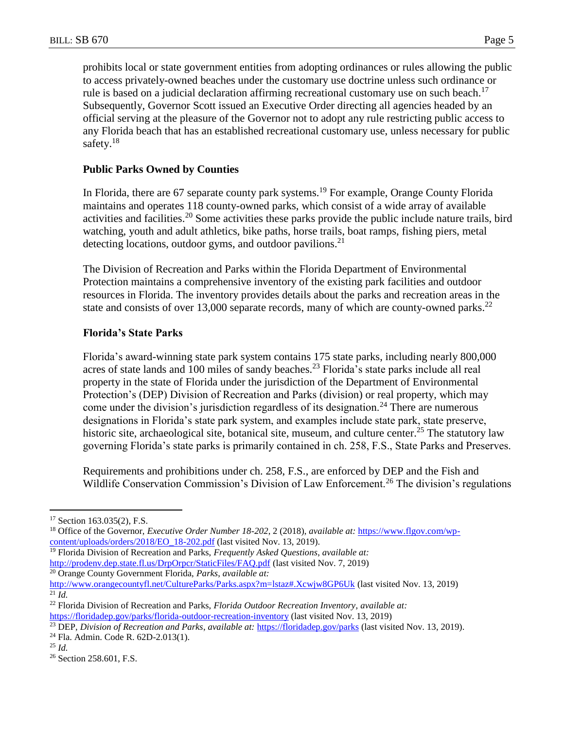prohibits local or state government entities from adopting ordinances or rules allowing the public to access privately-owned beaches under the customary use doctrine unless such ordinance or rule is based on a judicial declaration affirming recreational customary use on such beach.[17] Subsequently, Governor Scott issued an Executive Order directing all agencies headed by an official serving at the pleasure of the Governor not to adopt any rule restricting public access to any Florida beach that has an established recreational customary use, unless necessary for public safety.[18]

### Public Parks Owned by Counties

In Florida, there are 67 separate county park systems.[19] For example, Orange County Florida maintains and operates 118 county-owned parks, which consist of a wide array of available activities and facilities.[20] Some activities these parks provide the public include nature trails, bird watching, youth and adult athletics, bike paths, horse trails, boat ramps, fishing piers, metal detecting locations, outdoor gyms, and outdoor pavilions.[21]

The Division of Recreation and Parks within the Florida Department of Environmental Protection maintains a comprehensive inventory of the existing park facilities and outdoor resources in Florida. The inventory provides details about the parks and recreation areas in the state and consists of over 13,000 separate records, many of which are county-owned parks.[22]

### Florida's State Parks

Florida's award-winning state park system contains 175 state parks, including nearly 800,000 acres of state lands and 100 miles of sandy beaches.[23] Florida's state parks include all real property in the state of Florida under the jurisdiction of the Department of Environmental Protection's (DEP) Division of Recreation and Parks (division) or real property, which may come under the division's jurisdiction regardless of its designation.[24] There are numerous designations in Florida's state park system, and examples include state park, state preserve, historic site, archaeological site, botanical site, museum, and culture center.[25] The statutory law governing Florida's state parks is primarily contained in ch. 258, F.S., State Parks and Preserves.

Requirements and prohibitions under ch. 258, F.S., are enforced by DEP and the Fish and Wildlife Conservation Commission's Division of Law Enforcement.[26] The division's regulations

---

[17] Section 163.035(2), F.S.

[18] Office of the Governor, *Executive Order Number 18-202*, 2 (2018), *available at:* https://www.flgov.com/wp-content/uploads/orders/2018/EO_18-202.pdf (last visited Nov. 13, 2019).

[19] Florida Division of Recreation and Parks, *Frequently Asked Questions*, *available at:* http://prodenv.dep.state.fl.us/DrpOrpcr/StaticFiles/FAQ.pdf (last visited Nov. 7, 2019)

[20] Orange County Government Florida, *Parks*, *available at:* http://www.orangecountyfl.net/CultureParks/Parks.aspx?m=lstaz#.Xcwjw8GP6Uk (last visited Nov. 13, 2019)

[21] *Id.*

[22] Florida Division of Recreation and Parks, *Florida Outdoor Recreation Inventory*, *available at:* https://floridadep.gov/parks/florida-outdoor-recreation-inventory (last visited Nov. 13, 2019)

[23] DEP, *Division of Recreation and Parks*, *available at:* https://floridadep.gov/parks (last visited Nov. 13, 2019).

[24] Fla. Admin. Code R. 62D-2.013(1).

[25] *Id.*

[26] Section 258.601, F.S.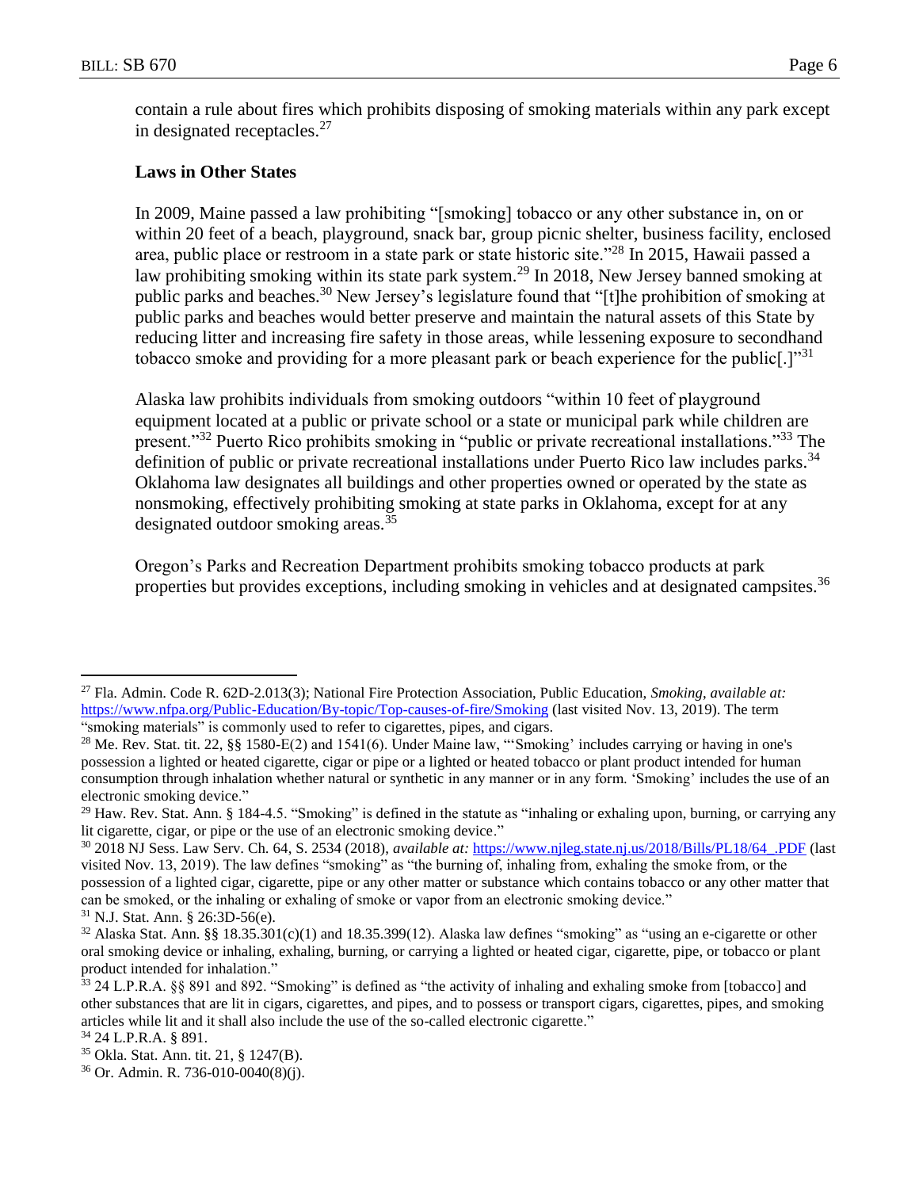contain a rule about fires which prohibits disposing of smoking materials within any park except in designated receptacles.[27]

### Laws in Other States

In 2009, Maine passed a law prohibiting "[smoking] tobacco or any other substance in, on or within 20 feet of a beach, playground, snack bar, group picnic shelter, business facility, enclosed area, public place or restroom in a state park or state historic site."[28] In 2015, Hawaii passed a law prohibiting smoking within its state park system.[29] In 2018, New Jersey banned smoking at public parks and beaches.[30] New Jersey's legislature found that "[t]he prohibition of smoking at public parks and beaches would better preserve and maintain the natural assets of this State by reducing litter and increasing fire safety in those areas, while lessening exposure to secondhand tobacco smoke and providing for a more pleasant park or beach experience for the public[.]"[31]

Alaska law prohibits individuals from smoking outdoors "within 10 feet of playground equipment located at a public or private school or a state or municipal park while children are present."[32] Puerto Rico prohibits smoking in "public or private recreational installations."[33] The definition of public or private recreational installations under Puerto Rico law includes parks.[34] Oklahoma law designates all buildings and other properties owned or operated by the state as nonsmoking, effectively prohibiting smoking at state parks in Oklahoma, except for at any designated outdoor smoking areas.[35]

Oregon's Parks and Recreation Department prohibits smoking tobacco products at park properties but provides exceptions, including smoking in vehicles and at designated campsites.[36]

---

[27] Fla. Admin. Code R. 62D-2.013(3); National Fire Protection Association, Public Education, *Smoking*, *available at:* https://www.nfpa.org/Public-Education/By-topic/Top-causes-of-fire/Smoking (last visited Nov. 13, 2019). The term "smoking materials" is commonly used to refer to cigarettes, pipes, and cigars.

[28] Me. Rev. Stat. tit. 22, §§ 1580-E(2) and 1541(6). Under Maine law, "'Smoking' includes carrying or having in one's possession a lighted or heated cigarette, cigar or pipe or a lighted or heated tobacco or plant product intended for human consumption through inhalation whether natural or synthetic in any manner or in any form. 'Smoking' includes the use of an electronic smoking device."

[29] Haw. Rev. Stat. Ann. § 184-4.5. "Smoking" is defined in the statute as "inhaling or exhaling upon, burning, or carrying any lit cigarette, cigar, or pipe or the use of an electronic smoking device."

[30] 2018 NJ Sess. Law Serv. Ch. 64, S. 2534 (2018), *available at:* https://www.njleg.state.nj.us/2018/Bills/PL18/64_.PDF (last visited Nov. 13, 2019). The law defines "smoking" as "the burning of, inhaling from, exhaling the smoke from, or the possession of a lighted cigar, cigarette, pipe or any other matter or substance which contains tobacco or any other matter that can be smoked, or the inhaling or exhaling of smoke or vapor from an electronic smoking device."

[31] N.J. Stat. Ann. § 26:3D-56(e).

[32] Alaska Stat. Ann. §§ 18.35.301(c)(1) and 18.35.399(12). Alaska law defines "smoking" as "using an e-cigarette or other oral smoking device or inhaling, exhaling, burning, or carrying a lighted or heated cigar, cigarette, pipe, or tobacco or plant product intended for inhalation."

[33] 24 L.P.R.A. §§ 891 and 892. "Smoking" is defined as "the activity of inhaling and exhaling smoke from [tobacco] and other substances that are lit in cigars, cigarettes, and pipes, and to possess or transport cigars, cigarettes, pipes, and smoking articles while lit and it shall also include the use of the so-called electronic cigarette."

[34] 24 L.P.R.A. § 891.

[35] Okla. Stat. Ann. tit. 21, § 1247(B).

[36] Or. Admin. R. 736-010-0040(8)(j).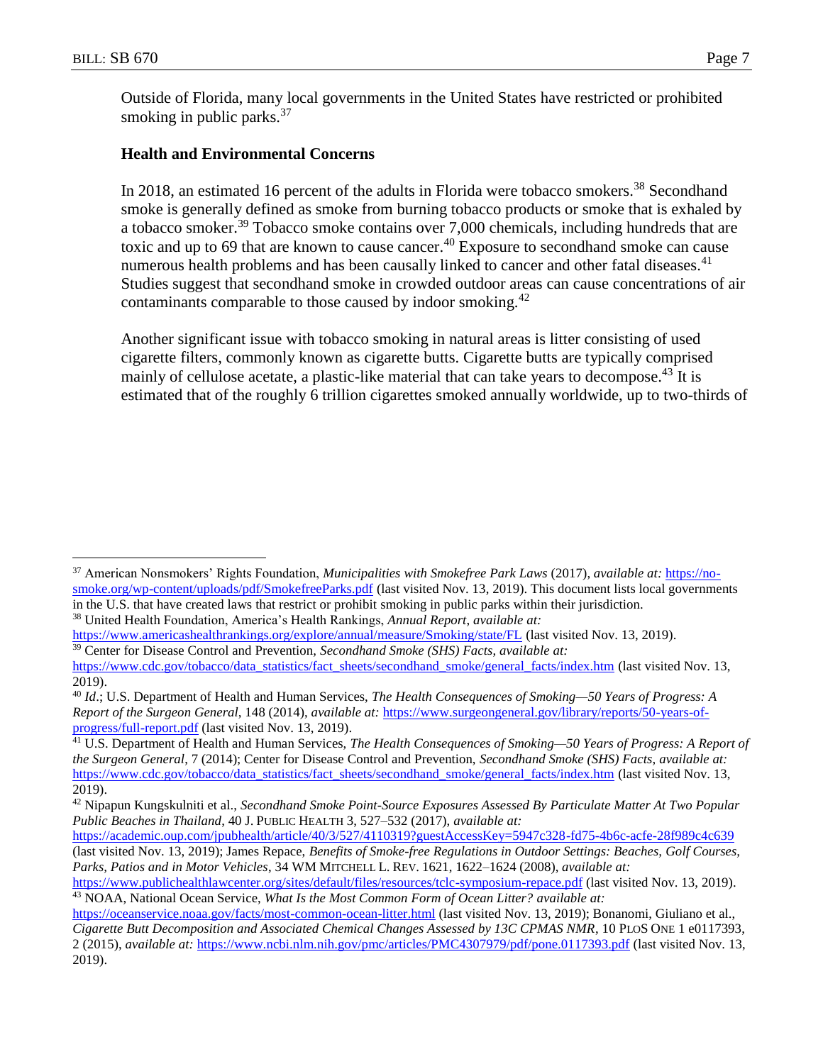Outside of Florida, many local governments in the United States have restricted or prohibited smoking in public parks.[37]

### Health and Environmental Concerns

In 2018, an estimated 16 percent of the adults in Florida were tobacco smokers.[38] Secondhand smoke is generally defined as smoke from burning tobacco products or smoke that is exhaled by a tobacco smoker.[39] Tobacco smoke contains over 7,000 chemicals, including hundreds that are toxic and up to 69 that are known to cause cancer.[40] Exposure to secondhand smoke can cause numerous health problems and has been causally linked to cancer and other fatal diseases.[41] Studies suggest that secondhand smoke in crowded outdoor areas can cause concentrations of air contaminants comparable to those caused by indoor smoking.[42]

Another significant issue with tobacco smoking in natural areas is litter consisting of used cigarette filters, commonly known as cigarette butts. Cigarette butts are typically comprised mainly of cellulose acetate, a plastic-like material that can take years to decompose.[43] It is estimated that of the roughly 6 trillion cigarettes smoked annually worldwide, up to two-thirds of

---

[37] American Nonsmokers' Rights Foundation, *Municipalities with Smokefree Park Laws* (2017), *available at:* https://no-smoke.org/wp-content/uploads/pdf/SmokefreeParks.pdf (last visited Nov. 13, 2019). This document lists local governments in the U.S. that have created laws that restrict or prohibit smoking in public parks within their jurisdiction.

[38] United Health Foundation, America's Health Rankings, *Annual Report, available at:* https://www.americashealthrankings.org/explore/annual/measure/Smoking/state/FL (last visited Nov. 13, 2019).

[39] Center for Disease Control and Prevention, *Secondhand Smoke (SHS) Facts*, *available at:* https://www.cdc.gov/tobacco/data_statistics/fact_sheets/secondhand_smoke/general_facts/index.htm (last visited Nov. 13, 2019).

[40] *Id*.; U.S. Department of Health and Human Services, *The Health Consequences of Smoking—50 Years of Progress: A Report of the Surgeon General*, 148 (2014), *available at:* https://www.surgeongeneral.gov/library/reports/50-years-of-progress/full-report.pdf (last visited Nov. 13, 2019).

[41] U.S. Department of Health and Human Services, *The Health Consequences of Smoking—50 Years of Progress: A Report of the Surgeon General*, 7 (2014); Center for Disease Control and Prevention, *Secondhand Smoke (SHS) Facts*, *available at:* https://www.cdc.gov/tobacco/data_statistics/fact_sheets/secondhand_smoke/general_facts/index.htm (last visited Nov. 13, 2019).

[42] Nipapun Kungskulniti et al., *Secondhand Smoke Point-Source Exposures Assessed By Particulate Matter At Two Popular Public Beaches in Thailand*, 40 J. PUBLIC HEALTH 3, 527–532 (2017), *available at:* https://academic.oup.com/jpubhealth/article/40/3/527/4110319?guestAccessKey=5947c328-fd75-4b6c-acfe-28f989c4c639 (last visited Nov. 13, 2019); James Repace, *Benefits of Smoke-free Regulations in Outdoor Settings: Beaches, Golf Courses, Parks, Patios and in Motor Vehicles*, 34 WM MITCHELL L. REV. 1621, 1622–1624 (2008), *available at:* https://www.publichealthlawcenter.org/sites/default/files/resources/tclc-symposium-repace.pdf (last visited Nov. 13, 2019).

[43] NOAA, National Ocean Service, *What Is the Most Common Form of Ocean Litter? available at:* https://oceanservice.noaa.gov/facts/most-common-ocean-litter.html (last visited Nov. 13, 2019); Bonanomi, Giuliano et al., *Cigarette Butt Decomposition and Associated Chemical Changes Assessed by 13C CPMAS NMR*, 10 PLOS ONE 1 e0117393, 2 (2015), *available at:* https://www.ncbi.nlm.nih.gov/pmc/articles/PMC4307979/pdf/pone.0117393.pdf (last visited Nov. 13, 2019).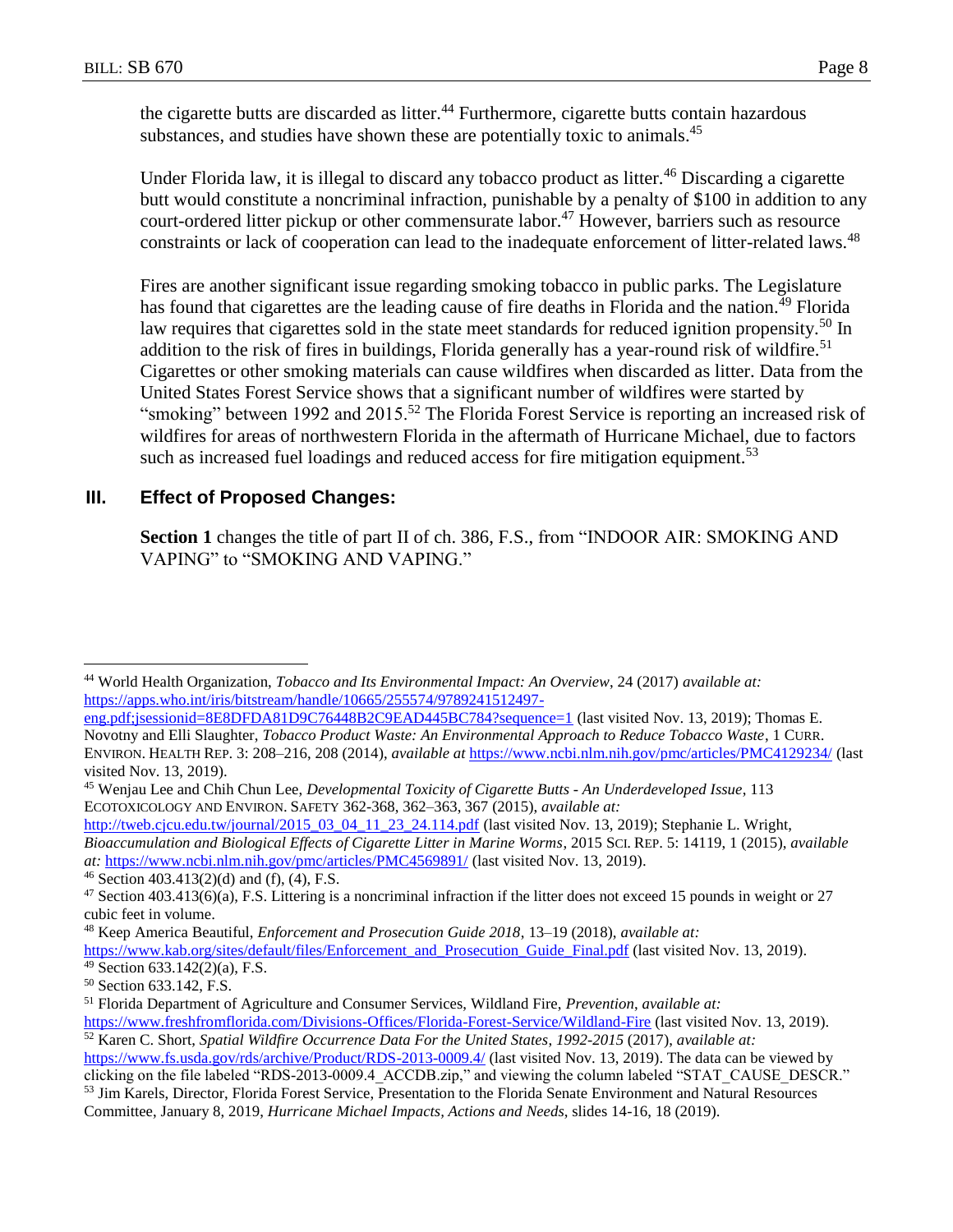the cigarette butts are discarded as litter.[44] Furthermore, cigarette butts contain hazardous substances, and studies have shown these are potentially toxic to animals.[45]

Under Florida law, it is illegal to discard any tobacco product as litter.[46] Discarding a cigarette butt would constitute a noncriminal infraction, punishable by a penalty of $100 in addition to any court-ordered litter pickup or other commensurate labor.[47] However, barriers such as resource constraints or lack of cooperation can lead to the inadequate enforcement of litter-related laws.[48]

Fires are another significant issue regarding smoking tobacco in public parks. The Legislature has found that cigarettes are the leading cause of fire deaths in Florida and the nation.[49] Florida law requires that cigarettes sold in the state meet standards for reduced ignition propensity.[50] In addition to the risk of fires in buildings, Florida generally has a year-round risk of wildfire.[51] Cigarettes or other smoking materials can cause wildfires when discarded as litter. Data from the United States Forest Service shows that a significant number of wildfires were started by "smoking" between 1992 and 2015.[52] The Florida Forest Service is reporting an increased risk of wildfires for areas of northwestern Florida in the aftermath of Hurricane Michael, due to factors such as increased fuel loadings and reduced access for fire mitigation equipment.[53]

## III. Effect of Proposed Changes:

**Section 1** changes the title of part II of ch. 386, F.S., from "INDOOR AIR: SMOKING AND VAPING" to "SMOKING AND VAPING."

---

[44] World Health Organization, *Tobacco and Its Environmental Impact: An Overview*, 24 (2017) *available at:* https://apps.who.int/iris/bitstream/handle/10665/255574/9789241512497-eng.pdf;jsessionid=8E8DFDA81D9C76448B2C9EAD445BC784?sequence=1 (last visited Nov. 13, 2019); Thomas E. Novotny and Elli Slaughter, *Tobacco Product Waste: An Environmental Approach to Reduce Tobacco Waste*, 1 CURR. ENVIRON. HEALTH REP. 3: 208–216, 208 (2014), *available at* https://www.ncbi.nlm.nih.gov/pmc/articles/PMC4129234/ (last visited Nov. 13, 2019).

[45] Wenjau Lee and Chih Chun Lee, *Developmental Toxicity of Cigarette Butts - An Underdeveloped Issue*, 113 ECOTOXICOLOGY AND ENVIRON. SAFETY 362-368, 362–363, 367 (2015), *available at:* http://tweb.cjcu.edu.tw/journal/2015_03_04_11_23_24.114.pdf (last visited Nov. 13, 2019); Stephanie L. Wright, *Bioaccumulation and Biological Effects of Cigarette Litter in Marine Worms*, 2015 SCI. REP. 5: 14119, 1 (2015), *available at:* https://www.ncbi.nlm.nih.gov/pmc/articles/PMC4569891/ (last visited Nov. 13, 2019).

[46] Section 403.413(2)(d) and (f), (4), F.S.

[47] Section 403.413(6)(a), F.S. Littering is a noncriminal infraction if the litter does not exceed 15 pounds in weight or 27 cubic feet in volume.

[48] Keep America Beautiful, *Enforcement and Prosecution Guide 2018*, 13–19 (2018), *available at:* https://www.kab.org/sites/default/files/Enforcement_and_Prosecution_Guide_Final.pdf (last visited Nov. 13, 2019).

[49] Section 633.142(2)(a), F.S.

[50] Section 633.142, F.S.

[51] Florida Department of Agriculture and Consumer Services, Wildland Fire, *Prevention*, *available at:* https://www.freshfromflorida.com/Divisions-Offices/Florida-Forest-Service/Wildland-Fire (last visited Nov. 13, 2019).

[52] Karen C. Short, *Spatial Wildfire Occurrence Data For the United States, 1992-2015* (2017), *available at:* https://www.fs.usda.gov/rds/archive/Product/RDS-2013-0009.4/ (last visited Nov. 13, 2019). The data can be viewed by clicking on the file labeled "RDS-2013-0009.4_ACCDB.zip," and viewing the column labeled "STAT_CAUSE_DESCR."

[53] Jim Karels, Director, Florida Forest Service, Presentation to the Florida Senate Environment and Natural Resources Committee, January 8, 2019, *Hurricane Michael Impacts, Actions and Needs*, slides 14-16, 18 (2019).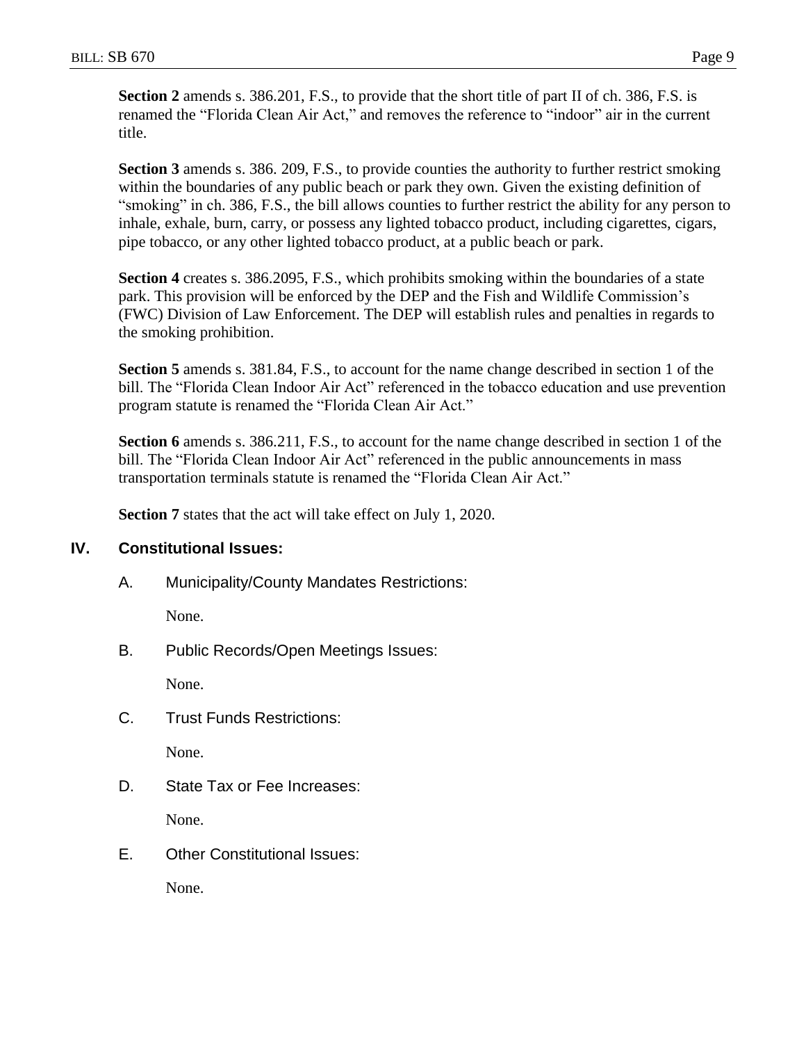**Section 2** amends s. 386.201, F.S., to provide that the short title of part II of ch. 386, F.S. is renamed the "Florida Clean Air Act," and removes the reference to "indoor" air in the current title.

**Section 3** amends s. 386. 209, F.S., to provide counties the authority to further restrict smoking within the boundaries of any public beach or park they own. Given the existing definition of "smoking" in ch. 386, F.S., the bill allows counties to further restrict the ability for any person to inhale, exhale, burn, carry, or possess any lighted tobacco product, including cigarettes, cigars, pipe tobacco, or any other lighted tobacco product, at a public beach or park.

**Section 4** creates s. 386.2095, F.S., which prohibits smoking within the boundaries of a state park. This provision will be enforced by the DEP and the Fish and Wildlife Commission's (FWC) Division of Law Enforcement. The DEP will establish rules and penalties in regards to the smoking prohibition.

**Section 5** amends s. 381.84, F.S., to account for the name change described in section 1 of the bill. The "Florida Clean Indoor Air Act" referenced in the tobacco education and use prevention program statute is renamed the "Florida Clean Air Act."

**Section 6** amends s. 386.211, F.S., to account for the name change described in section 1 of the bill. The "Florida Clean Indoor Air Act" referenced in the public announcements in mass transportation terminals statute is renamed the "Florida Clean Air Act."

**Section 7** states that the act will take effect on July 1, 2020.

## IV. Constitutional Issues:

### A. Municipality/County Mandates Restrictions:

None.

### B. Public Records/Open Meetings Issues:

None.

### C. Trust Funds Restrictions:

None.

### D. State Tax or Fee Increases:

None.

### E. Other Constitutional Issues:

None.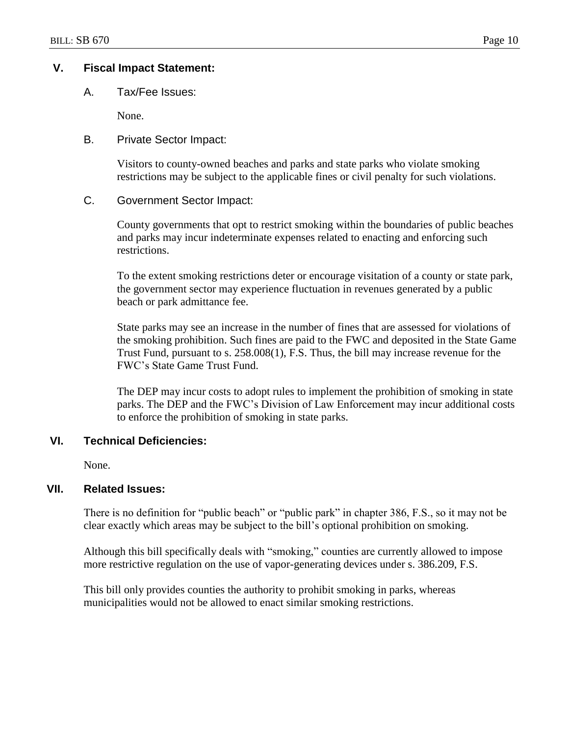## V. Fiscal Impact Statement:

### A. Tax/Fee Issues:

None.

### B. Private Sector Impact:

Visitors to county-owned beaches and parks and state parks who violate smoking restrictions may be subject to the applicable fines or civil penalty for such violations.

### C. Government Sector Impact:

County governments that opt to restrict smoking within the boundaries of public beaches and parks may incur indeterminate expenses related to enacting and enforcing such restrictions.

To the extent smoking restrictions deter or encourage visitation of a county or state park, the government sector may experience fluctuation in revenues generated by a public beach or park admittance fee.

State parks may see an increase in the number of fines that are assessed for violations of the smoking prohibition. Such fines are paid to the FWC and deposited in the State Game Trust Fund, pursuant to s. 258.008(1), F.S. Thus, the bill may increase revenue for the FWC's State Game Trust Fund.

The DEP may incur costs to adopt rules to implement the prohibition of smoking in state parks. The DEP and the FWC's Division of Law Enforcement may incur additional costs to enforce the prohibition of smoking in state parks.

## VI. Technical Deficiencies:

None.

## VII. Related Issues:

There is no definition for "public beach" or "public park" in chapter 386, F.S., so it may not be clear exactly which areas may be subject to the bill's optional prohibition on smoking.

Although this bill specifically deals with "smoking," counties are currently allowed to impose more restrictive regulation on the use of vapor-generating devices under s. 386.209, F.S.

This bill only provides counties the authority to prohibit smoking in parks, whereas municipalities would not be allowed to enact similar smoking restrictions.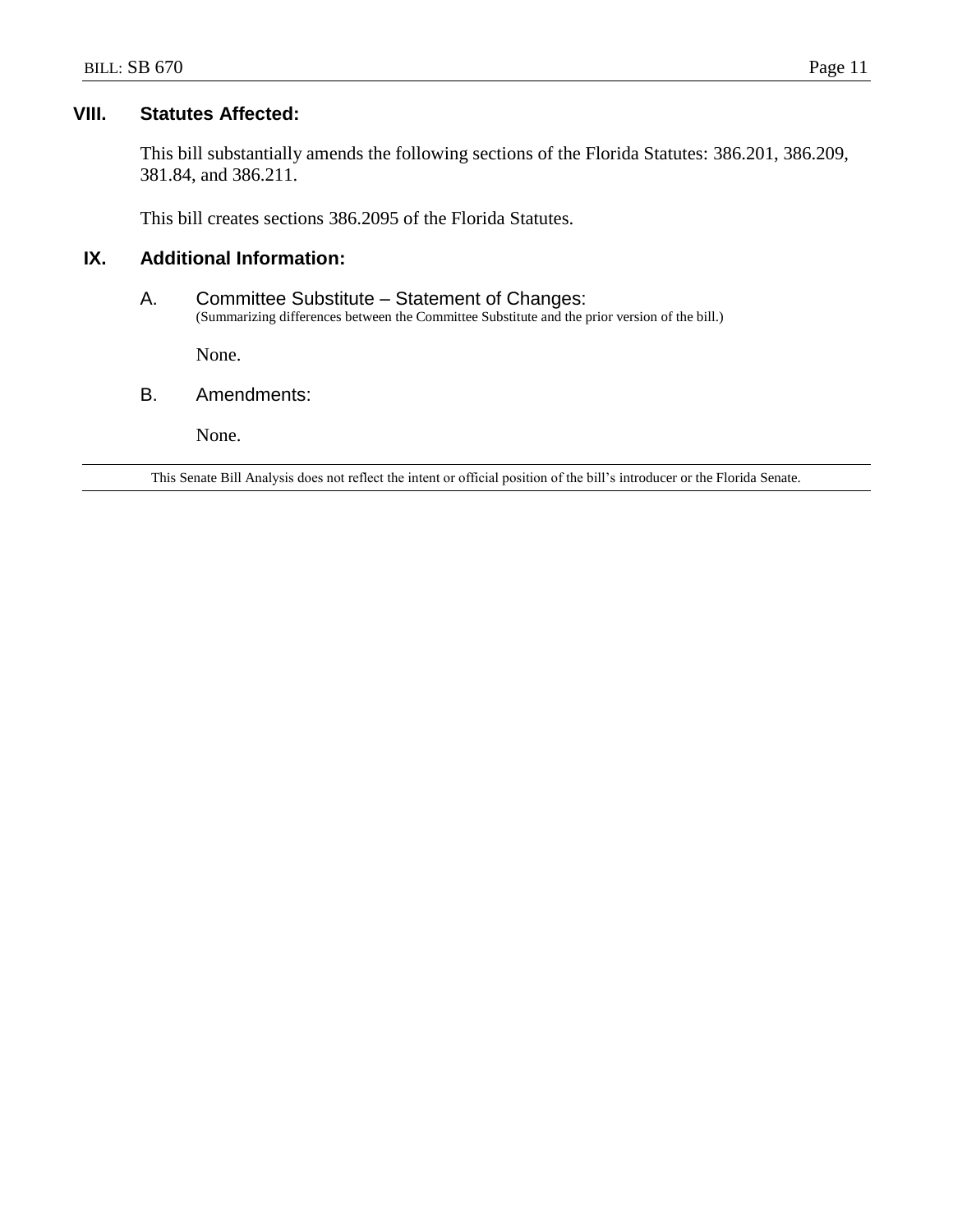## VIII. Statutes Affected:

This bill substantially amends the following sections of the Florida Statutes: 386.201, 386.209, 381.84, and 386.211.

This bill creates sections 386.2095 of the Florida Statutes.

## IX. Additional Information:

### A. Committee Substitute – Statement of Changes:

(Summarizing differences between the Committee Substitute and the prior version of the bill.)

None.

### B. Amendments:

None.

---

This Senate Bill Analysis does not reflect the intent or official position of the bill's introducer or the Florida Senate.